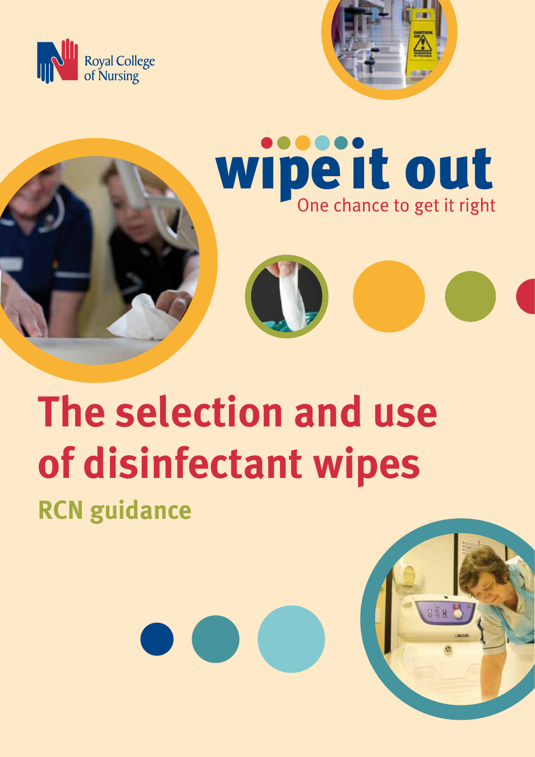Royal College of Nursing

wipe it out

One chance to get it right

# The selection and use of disinfectant wipes

## RCN guidance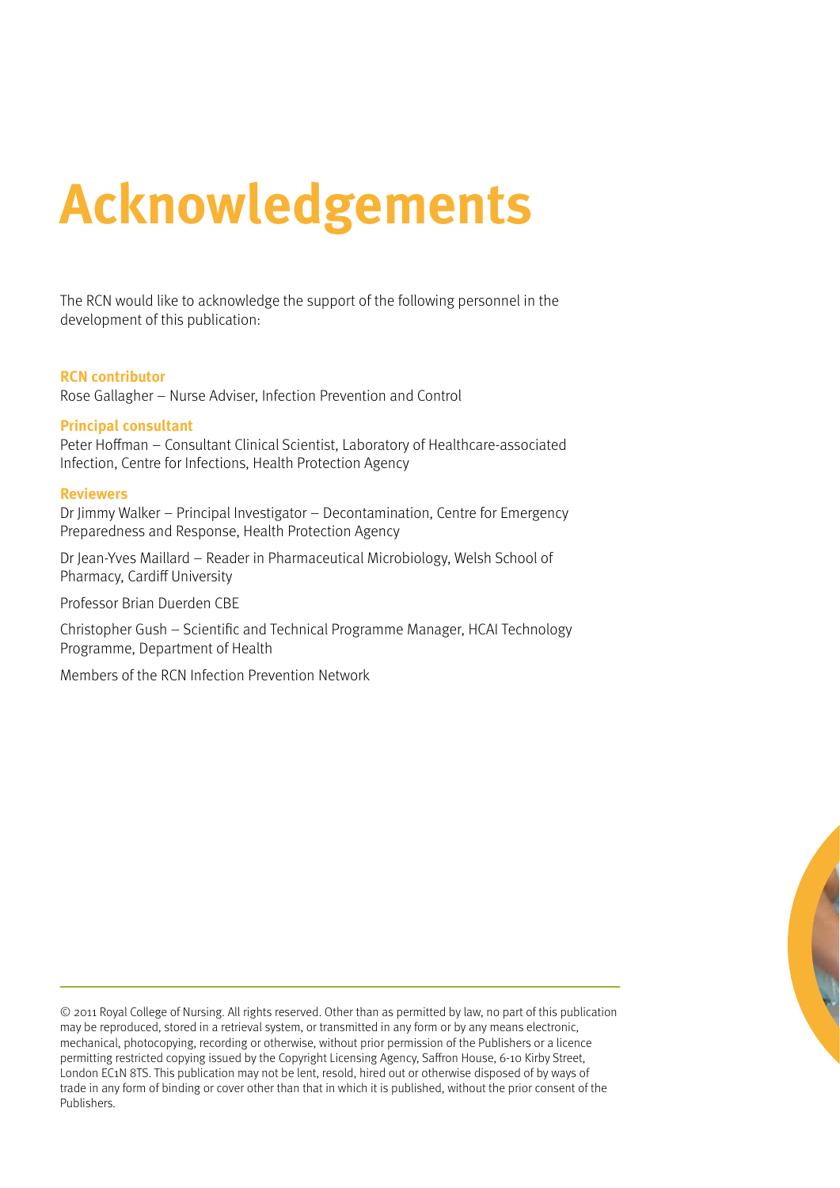# Acknowledgements

The RCN would like to acknowledge the support of the following personnel in the development of this publication:

**RCN contributor**

Rose Gallagher – Nurse Adviser, Infection Prevention and Control

**Principal consultant**

Peter Hoffman – Consultant Clinical Scientist, Laboratory of Healthcare-associated Infection, Centre for Infections, Health Protection Agency

**Reviewers**

Dr Jimmy Walker – Principal Investigator – Decontamination, Centre for Emergency Preparedness and Response, Health Protection Agency

Dr Jean-Yves Maillard – Reader in Pharmaceutical Microbiology, Welsh School of Pharmacy, Cardiff University

Professor Brian Duerden CBE

Christopher Gush – Scientific and Technical Programme Manager, HCAI Technology Programme, Department of Health

Members of the RCN Infection Prevention Network

---

© 2011 Royal College of Nursing. All rights reserved. Other than as permitted by law, no part of this publication may be reproduced, stored in a retrieval system, or transmitted in any form or by any means electronic, mechanical, photocopying, recording or otherwise, without prior permission of the Publishers or a licence permitting restricted copying issued by the Copyright Licensing Agency, Saffron House, 6-10 Kirby Street, London EC1N 8TS. This publication may not be lent, resold, hired out or otherwise disposed of by ways of trade in any form of binding or cover other than that in which it is published, without the prior consent of the Publishers.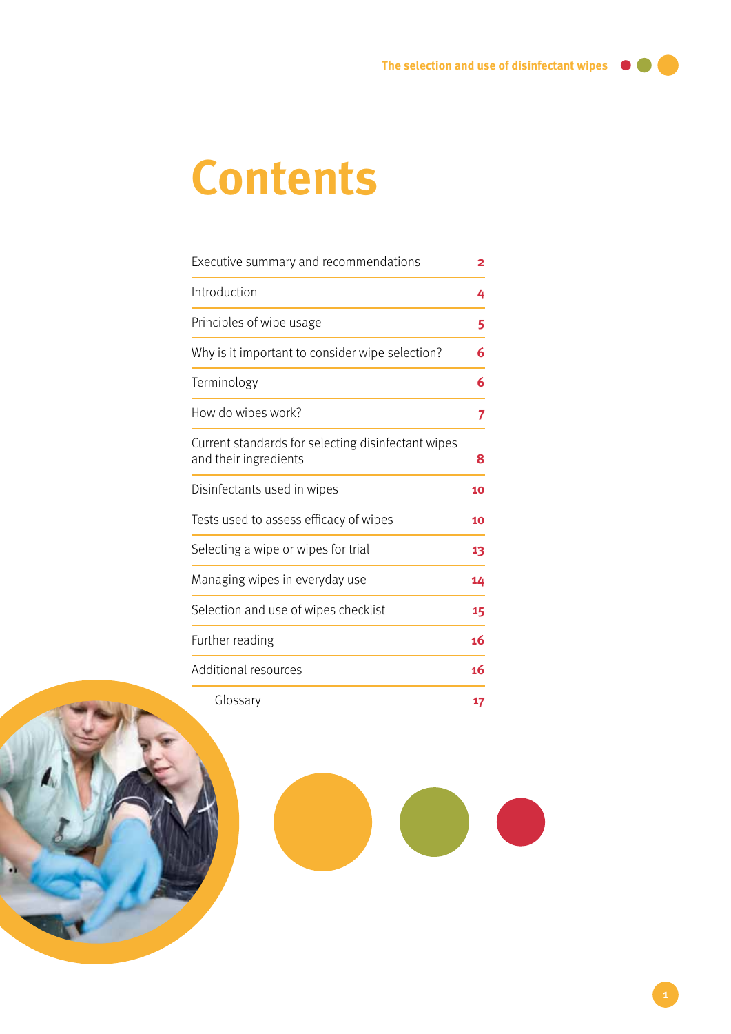# Contents

| | |
|---|---|
| Executive summary and recommendations | 2 |
| Introduction | 4 |
| Principles of wipe usage | 5 |
| Why is it important to consider wipe selection? | 6 |
| Terminology | 6 |
| How do wipes work? | 7 |
| Current standards for selecting disinfectant wipes and their ingredients | 8 |
| Disinfectants used in wipes | 10 |
| Tests used to assess efficacy of wipes | 10 |
| Selecting a wipe or wipes for trial | 13 |
| Managing wipes in everyday use | 14 |
| Selection and use of wipes checklist | 15 |
| Further reading | 16 |
| Additional resources | 16 |
| Glossary | 17 |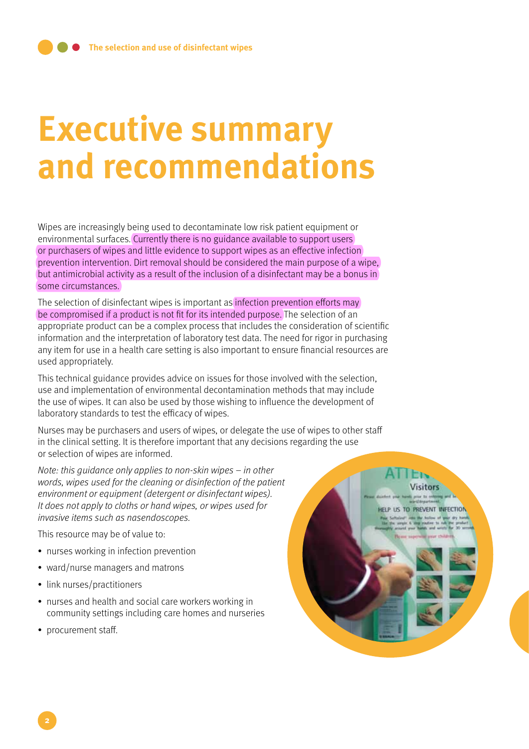# Executive summary and recommendations

Wipes are increasingly being used to decontaminate low risk patient equipment or environmental surfaces. Currently there is no guidance available to support users or purchasers of wipes and little evidence to support wipes as an effective infection prevention intervention. Dirt removal should be considered the main purpose of a wipe, but antimicrobial activity as a result of the inclusion of a disinfectant may be a bonus in some circumstances.

The selection of disinfectant wipes is important as infection prevention efforts may be compromised if a product is not fit for its intended purpose. The selection of an appropriate product can be a complex process that includes the consideration of scientific information and the interpretation of laboratory test data. The need for rigor in purchasing any item for use in a health care setting is also important to ensure financial resources are used appropriately.

This technical guidance provides advice on issues for those involved with the selection, use and implementation of environmental decontamination methods that may include the use of wipes. It can also be used by those wishing to influence the development of laboratory standards to test the efficacy of wipes.

Nurses may be purchasers and users of wipes, or delegate the use of wipes to other staff in the clinical setting. It is therefore important that any decisions regarding the use or selection of wipes are informed.

*Note: this guidance only applies to non-skin wipes – in other words, wipes used for the cleaning or disinfection of the patient environment or equipment (detergent or disinfectant wipes). It does not apply to cloths or hand wipes, or wipes used for invasive items such as nasendoscopes.*

This resource may be of value to:

- nurses working in infection prevention
- ward/nurse managers and matrons
- link nurses/practitioners
- nurses and health and social care workers working in community settings including care homes and nurseries
- procurement staff.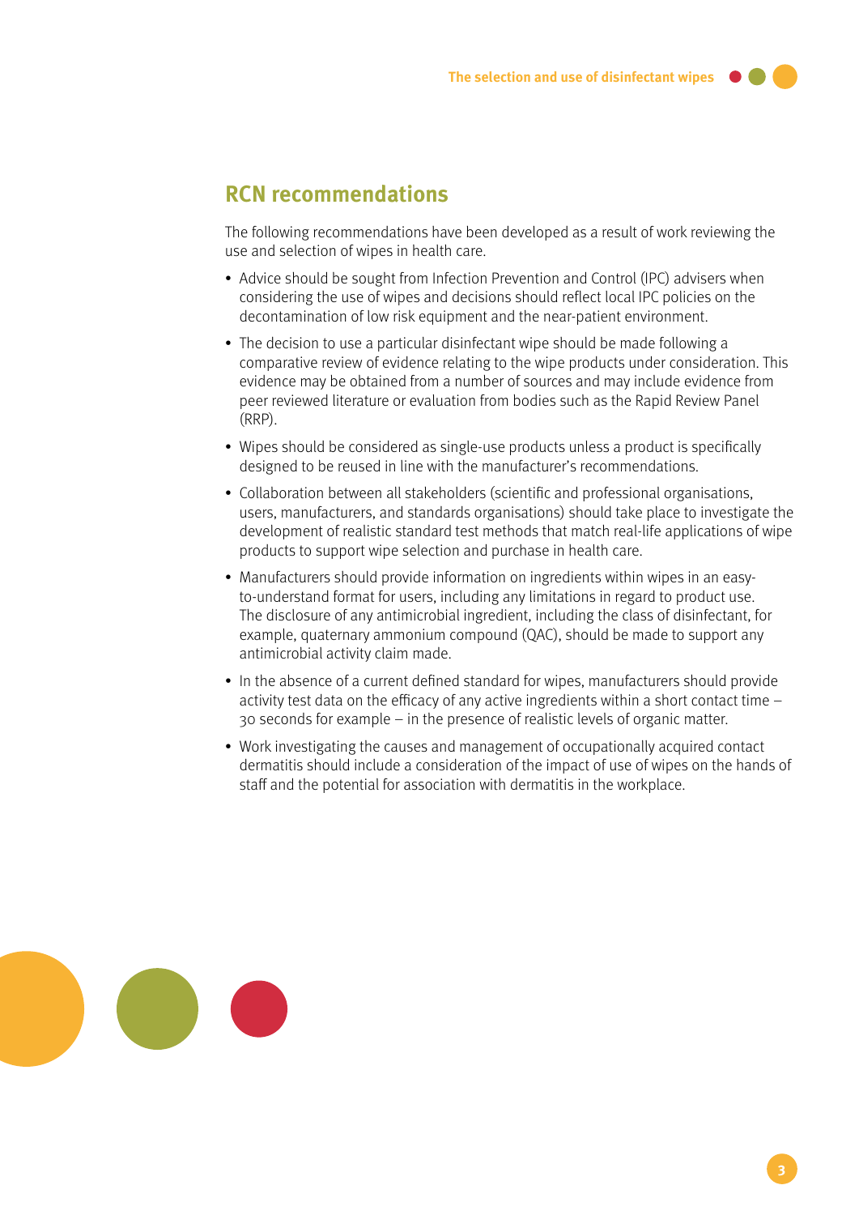## RCN recommendations

The following recommendations have been developed as a result of work reviewing the use and selection of wipes in health care.

- Advice should be sought from Infection Prevention and Control (IPC) advisers when considering the use of wipes and decisions should reflect local IPC policies on the decontamination of low risk equipment and the near-patient environment.
- The decision to use a particular disinfectant wipe should be made following a comparative review of evidence relating to the wipe products under consideration. This evidence may be obtained from a number of sources and may include evidence from peer reviewed literature or evaluation from bodies such as the Rapid Review Panel (RRP).
- Wipes should be considered as single-use products unless a product is specifically designed to be reused in line with the manufacturer's recommendations.
- Collaboration between all stakeholders (scientific and professional organisations, users, manufacturers, and standards organisations) should take place to investigate the development of realistic standard test methods that match real-life applications of wipe products to support wipe selection and purchase in health care.
- Manufacturers should provide information on ingredients within wipes in an easy-to-understand format for users, including any limitations in regard to product use. The disclosure of any antimicrobial ingredient, including the class of disinfectant, for example, quaternary ammonium compound (QAC), should be made to support any antimicrobial activity claim made.
- In the absence of a current defined standard for wipes, manufacturers should provide activity test data on the efficacy of any active ingredients within a short contact time – 30 seconds for example – in the presence of realistic levels of organic matter.
- Work investigating the causes and management of occupationally acquired contact dermatitis should include a consideration of the impact of use of wipes on the hands of staff and the potential for association with dermatitis in the workplace.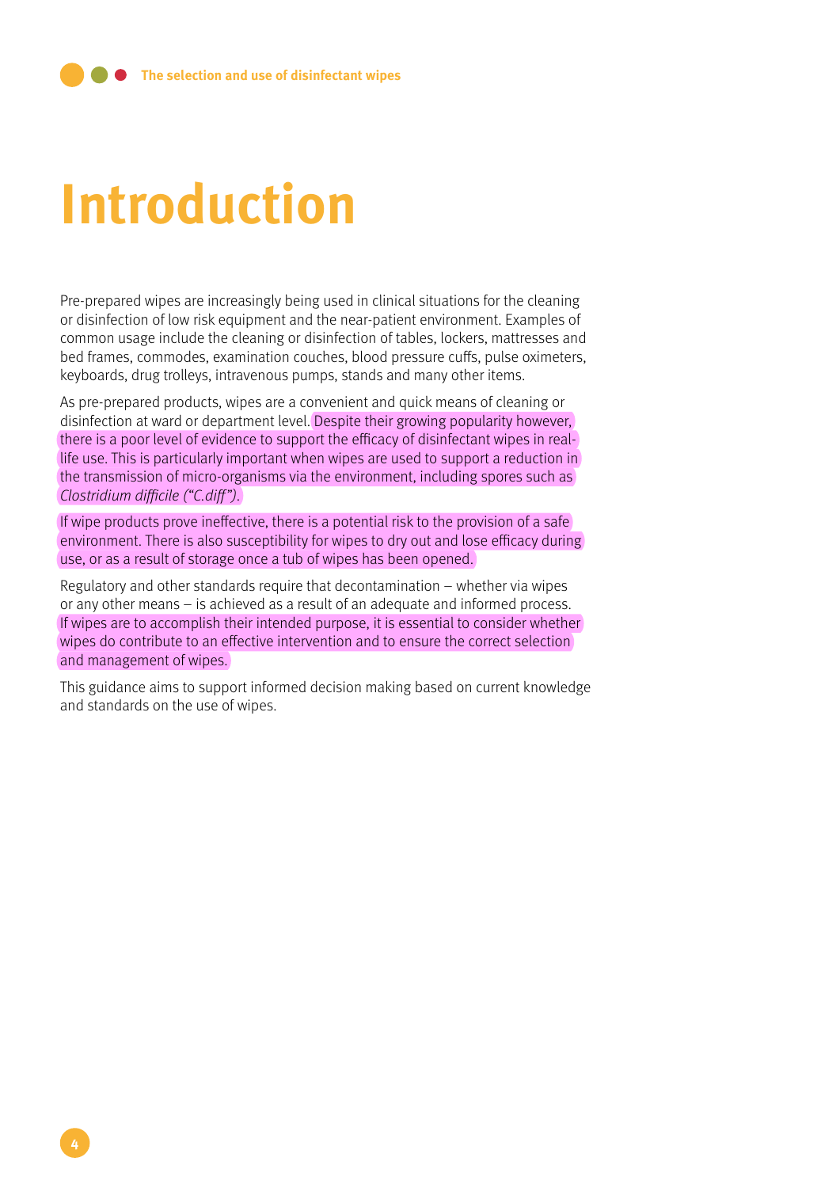# Introduction

Pre-prepared wipes are increasingly being used in clinical situations for the cleaning or disinfection of low risk equipment and the near-patient environment. Examples of common usage include the cleaning or disinfection of tables, lockers, mattresses and bed frames, commodes, examination couches, blood pressure cuffs, pulse oximeters, keyboards, drug trolleys, intravenous pumps, stands and many other items.

As pre-prepared products, wipes are a convenient and quick means of cleaning or disinfection at ward or department level. Despite their growing popularity however, there is a poor level of evidence to support the efficacy of disinfectant wipes in real-life use. This is particularly important when wipes are used to support a reduction in the transmission of micro-organisms via the environment, including spores such as *Clostridium difficile ("C.diff")*.

If wipe products prove ineffective, there is a potential risk to the provision of a safe environment. There is also susceptibility for wipes to dry out and lose efficacy during use, or as a result of storage once a tub of wipes has been opened.

Regulatory and other standards require that decontamination – whether via wipes or any other means – is achieved as a result of an adequate and informed process. If wipes are to accomplish their intended purpose, it is essential to consider whether wipes do contribute to an effective intervention and to ensure the correct selection and management of wipes.

This guidance aims to support informed decision making based on current knowledge and standards on the use of wipes.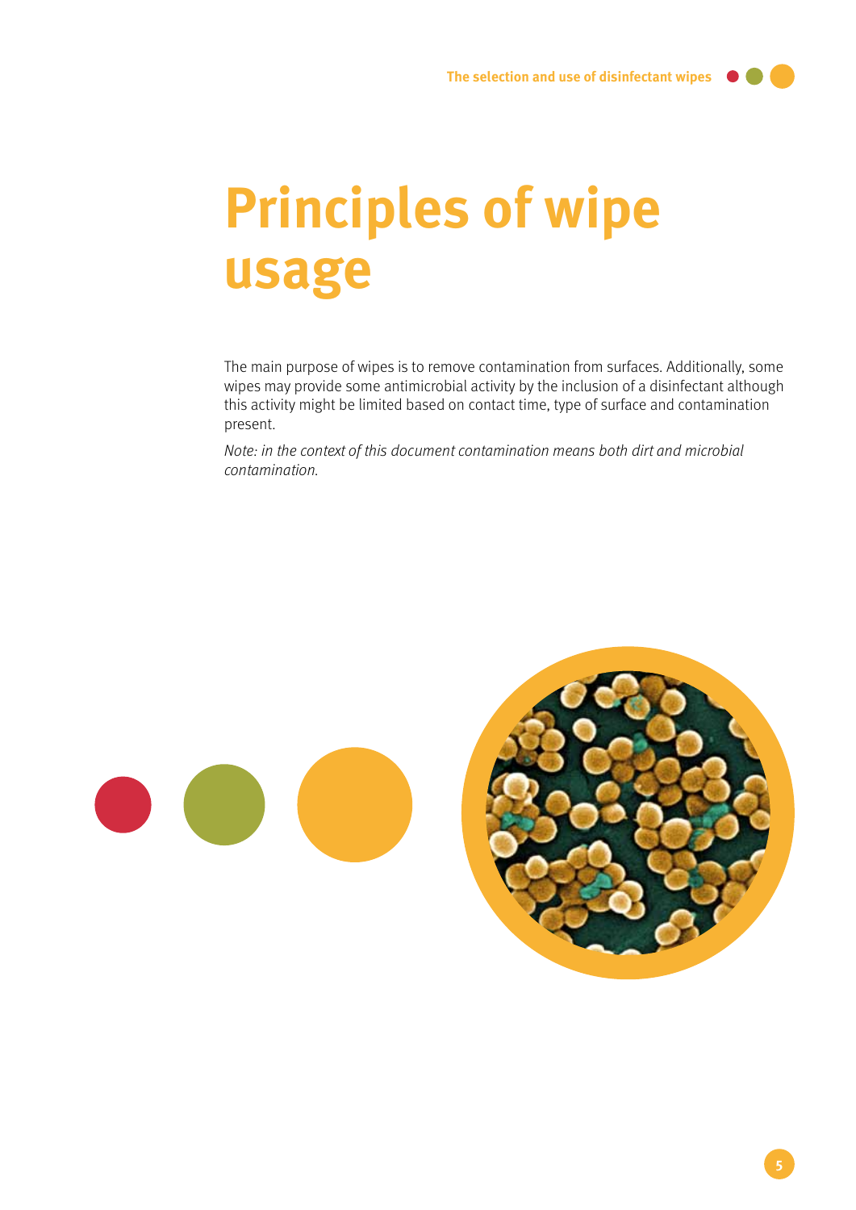# Principles of wipe usage

The main purpose of wipes is to remove contamination from surfaces. Additionally, some wipes may provide some antimicrobial activity by the inclusion of a disinfectant although this activity might be limited based on contact time, type of surface and contamination present.

*Note: in the context of this document contamination means both dirt and microbial contamination.*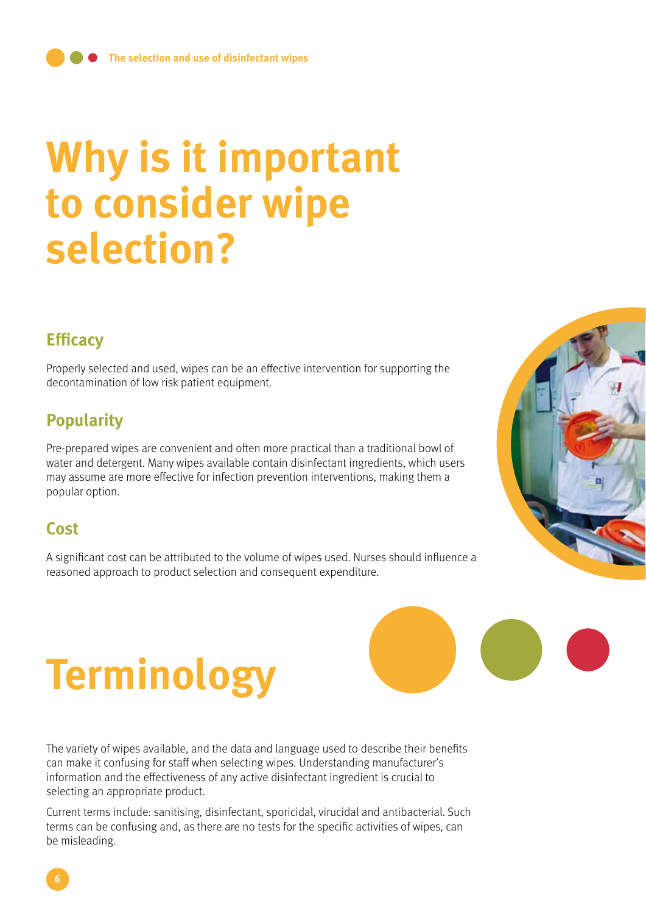# Why is it important to consider wipe selection?

## Efficacy

Properly selected and used, wipes can be an effective intervention for supporting the decontamination of low risk patient equipment.

## Popularity

Pre-prepared wipes are convenient and often more practical than a traditional bowl of water and detergent. Many wipes available contain disinfectant ingredients, which users may assume are more effective for infection prevention interventions, making them a popular option.

## Cost

A significant cost can be attributed to the volume of wipes used. Nurses should influence a reasoned approach to product selection and consequent expenditure.

# Terminology

The variety of wipes available, and the data and language used to describe their benefits can make it confusing for staff when selecting wipes. Understanding manufacturer's information and the effectiveness of any active disinfectant ingredient is crucial to selecting an appropriate product.

Current terms include: sanitising, disinfectant, sporicidal, virucidal and antibacterial. Such terms can be confusing and, as there are no tests for the specific activities of wipes, can be misleading.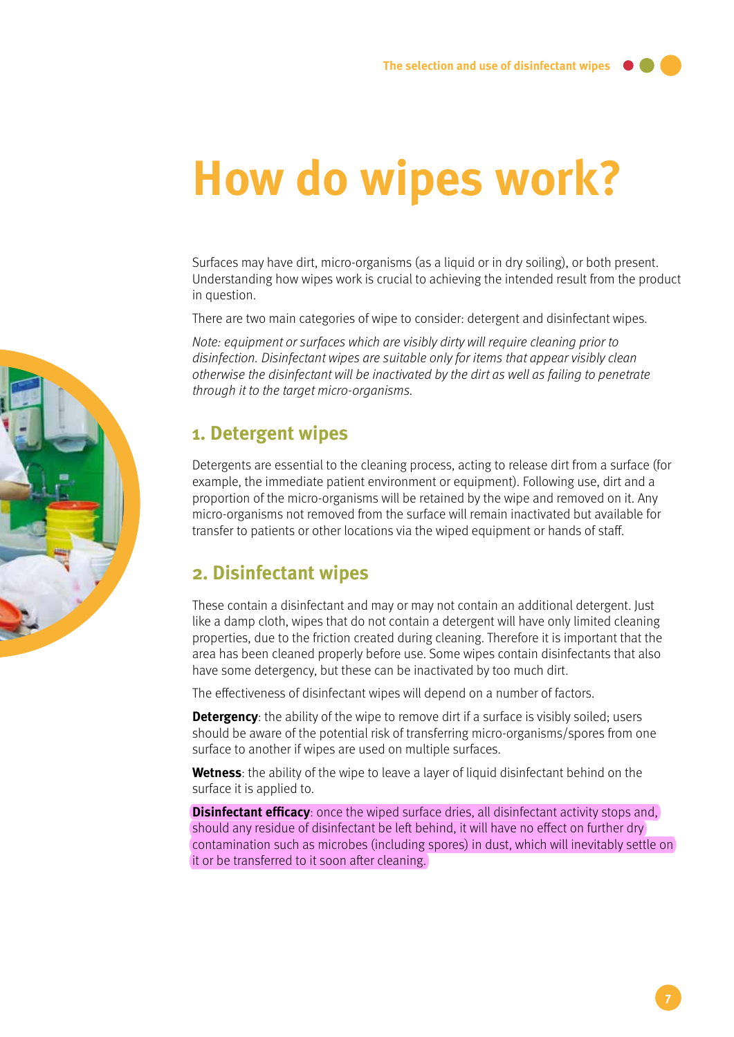# How do wipes work?

Surfaces may have dirt, micro-organisms (as a liquid or in dry soiling), or both present. Understanding how wipes work is crucial to achieving the intended result from the product in question.

There are two main categories of wipe to consider: detergent and disinfectant wipes.

*Note: equipment or surfaces which are visibly dirty will require cleaning prior to disinfection. Disinfectant wipes are suitable only for items that appear visibly clean otherwise the disinfectant will be inactivated by the dirt as well as failing to penetrate through it to the target micro-organisms.*

## 1. Detergent wipes

Detergents are essential to the cleaning process, acting to release dirt from a surface (for example, the immediate patient environment or equipment). Following use, dirt and a proportion of the micro-organisms will be retained by the wipe and removed on it. Any micro-organisms not removed from the surface will remain inactivated but available for transfer to patients or other locations via the wiped equipment or hands of staff.

## 2. Disinfectant wipes

These contain a disinfectant and may or may not contain an additional detergent. Just like a damp cloth, wipes that do not contain a detergent will have only limited cleaning properties, due to the friction created during cleaning. Therefore it is important that the area has been cleaned properly before use. Some wipes contain disinfectants that also have some detergency, but these can be inactivated by too much dirt.

The effectiveness of disinfectant wipes will depend on a number of factors.

**Detergency**: the ability of the wipe to remove dirt if a surface is visibly soiled; users should be aware of the potential risk of transferring micro-organisms/spores from one surface to another if wipes are used on multiple surfaces.

**Wetness**: the ability of the wipe to leave a layer of liquid disinfectant behind on the surface it is applied to.

**Disinfectant efficacy**: once the wiped surface dries, all disinfectant activity stops and, should any residue of disinfectant be left behind, it will have no effect on further dry contamination such as microbes (including spores) in dust, which will inevitably settle on it or be transferred to it soon after cleaning.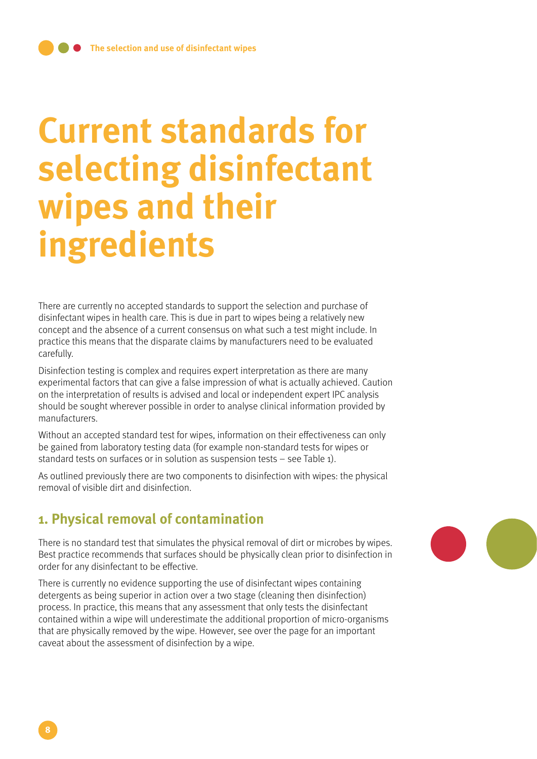# Current standards for selecting disinfectant wipes and their ingredients

There are currently no accepted standards to support the selection and purchase of disinfectant wipes in health care. This is due in part to wipes being a relatively new concept and the absence of a current consensus on what such a test might include. In practice this means that the disparate claims by manufacturers need to be evaluated carefully.

Disinfection testing is complex and requires expert interpretation as there are many experimental factors that can give a false impression of what is actually achieved. Caution on the interpretation of results is advised and local or independent expert IPC analysis should be sought wherever possible in order to analyse clinical information provided by manufacturers.

Without an accepted standard test for wipes, information on their effectiveness can only be gained from laboratory testing data (for example non-standard tests for wipes or standard tests on surfaces or in solution as suspension tests – see Table 1).

As outlined previously there are two components to disinfection with wipes: the physical removal of visible dirt and disinfection.

## 1. Physical removal of contamination

There is no standard test that simulates the physical removal of dirt or microbes by wipes. Best practice recommends that surfaces should be physically clean prior to disinfection in order for any disinfectant to be effective.

There is currently no evidence supporting the use of disinfectant wipes containing detergents as being superior in action over a two stage (cleaning then disinfection) process. In practice, this means that any assessment that only tests the disinfectant contained within a wipe will underestimate the additional proportion of micro-organisms that are physically removed by the wipe. However, see over the page for an important caveat about the assessment of disinfection by a wipe.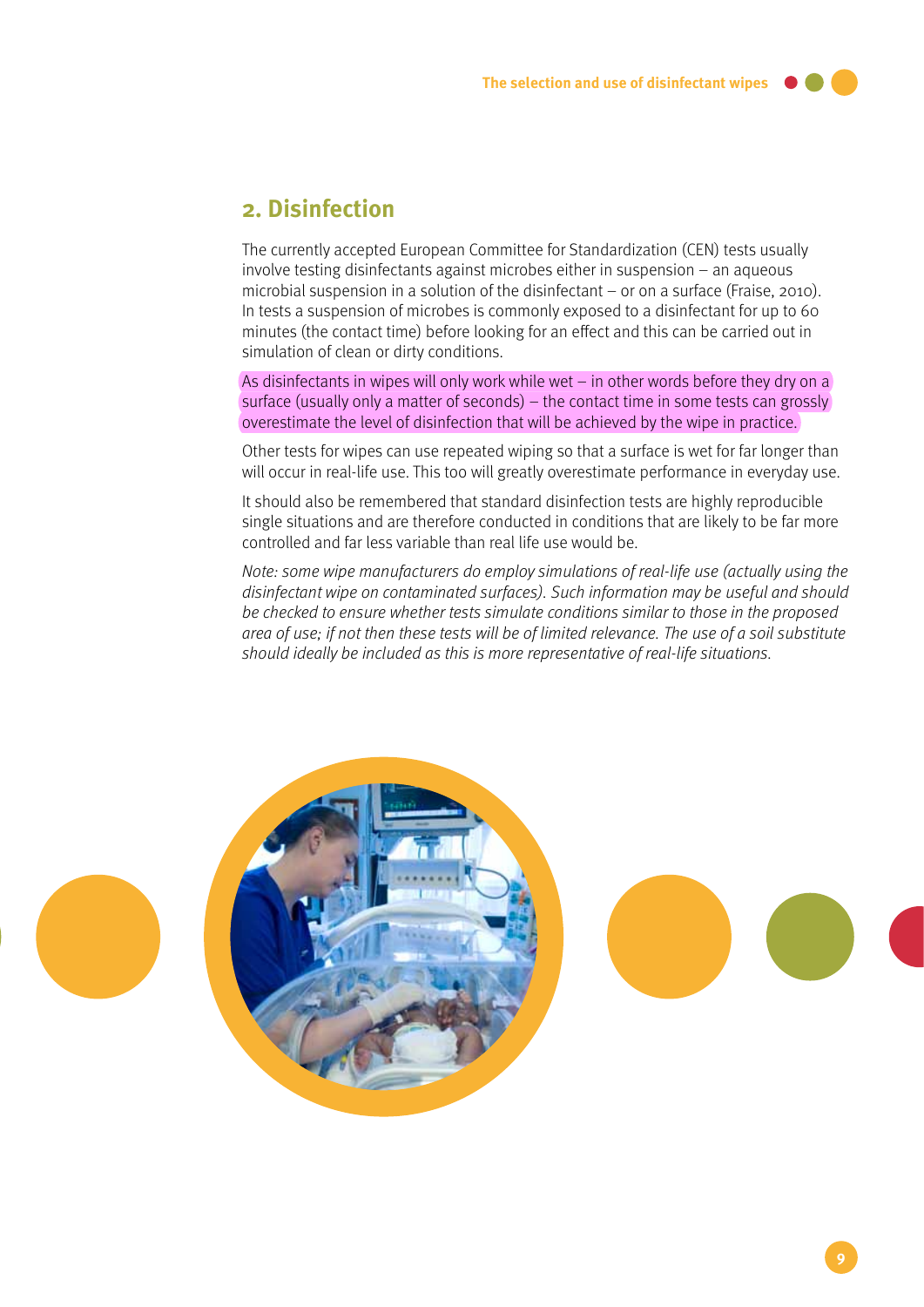## 2. Disinfection

The currently accepted European Committee for Standardization (CEN) tests usually involve testing disinfectants against microbes either in suspension – an aqueous microbial suspension in a solution of the disinfectant – or on a surface (Fraise, 2010). In tests a suspension of microbes is commonly exposed to a disinfectant for up to 60 minutes (the contact time) before looking for an effect and this can be carried out in simulation of clean or dirty conditions.

As disinfectants in wipes will only work while wet – in other words before they dry on a surface (usually only a matter of seconds) – the contact time in some tests can grossly overestimate the level of disinfection that will be achieved by the wipe in practice.

Other tests for wipes can use repeated wiping so that a surface is wet for far longer than will occur in real-life use. This too will greatly overestimate performance in everyday use.

It should also be remembered that standard disinfection tests are highly reproducible single situations and are therefore conducted in conditions that are likely to be far more controlled and far less variable than real life use would be.

*Note: some wipe manufacturers do employ simulations of real-life use (actually using the disinfectant wipe on contaminated surfaces). Such information may be useful and should be checked to ensure whether tests simulate conditions similar to those in the proposed area of use; if not then these tests will be of limited relevance. The use of a soil substitute should ideally be included as this is more representative of real-life situations.*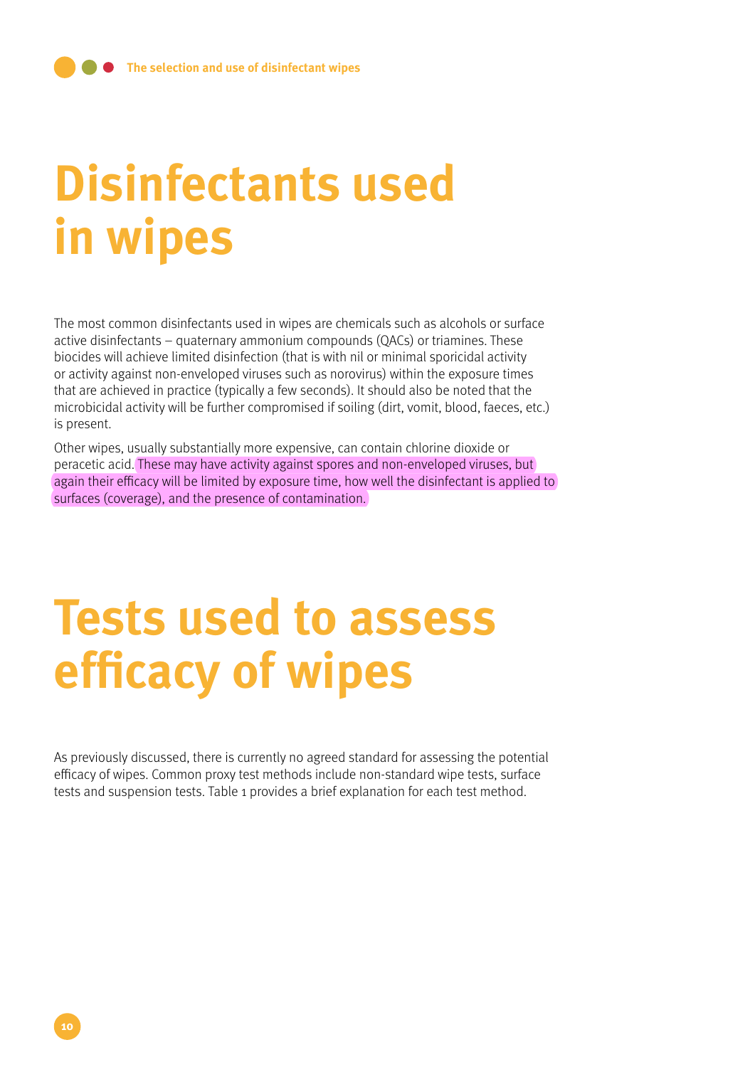# Disinfectants used in wipes

The most common disinfectants used in wipes are chemicals such as alcohols or surface active disinfectants – quaternary ammonium compounds (QACs) or triamines. These biocides will achieve limited disinfection (that is with nil or minimal sporicidal activity or activity against non-enveloped viruses such as norovirus) within the exposure times that are achieved in practice (typically a few seconds). It should also be noted that the microbicidal activity will be further compromised if soiling (dirt, vomit, blood, faeces, etc.) is present.

Other wipes, usually substantially more expensive, can contain chlorine dioxide or peracetic acid. These may have activity against spores and non-enveloped viruses, but again their efficacy will be limited by exposure time, how well the disinfectant is applied to surfaces (coverage), and the presence of contamination.

# Tests used to assess efficacy of wipes

As previously discussed, there is currently no agreed standard for assessing the potential efficacy of wipes. Common proxy test methods include non-standard wipe tests, surface tests and suspension tests. Table 1 provides a brief explanation for each test method.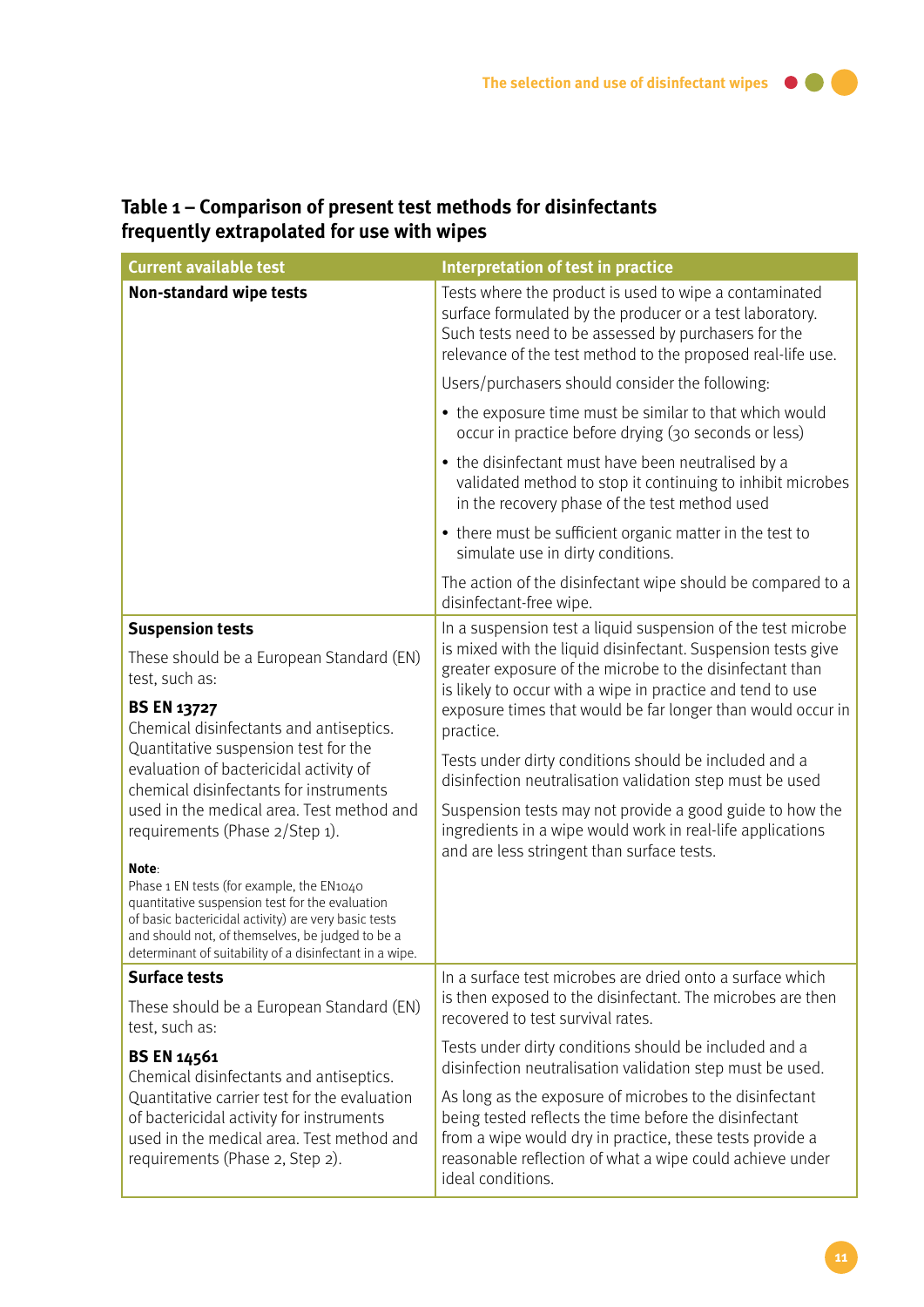**Table 1 – Comparison of present test methods for disinfectants frequently extrapolated for use with wipes**

| Current available test | Interpretation of test in practice |
|---|---|
| **Non-standard wipe tests** | Tests where the product is used to wipe a contaminated surface formulated by the producer or a test laboratory. Such tests need to be assessed by purchasers for the relevance of the test method to the proposed real-life use.<br><br>Users/purchasers should consider the following:<br><br>• the exposure time must be similar to that which would occur in practice before drying (30 seconds or less)<br><br>• the disinfectant must have been neutralised by a validated method to stop it continuing to inhibit microbes in the recovery phase of the test method used<br><br>• there must be sufficient organic matter in the test to simulate use in dirty conditions.<br><br>The action of the disinfectant wipe should be compared to a disinfectant-free wipe. |
| **Suspension tests**<br><br>These should be a European Standard (EN) test, such as:<br><br>**BS EN 13727**<br>Chemical disinfectants and antiseptics. Quantitative suspension test for the evaluation of bactericidal activity of chemical disinfectants for instruments used in the medical area. Test method and requirements (Phase 2/Step 1).<br><br>**Note**:<br>Phase 1 EN tests (for example, the EN1040 quantitative suspension test for the evaluation of basic bactericidal activity) are very basic tests and should not, of themselves, be judged to be a determinant of suitability of a disinfectant in a wipe. | In a suspension test a liquid suspension of the test microbe is mixed with the liquid disinfectant. Suspension tests give greater exposure of the microbe to the disinfectant than is likely to occur with a wipe in practice and tend to use exposure times that would be far longer than would occur in practice.<br><br>Tests under dirty conditions should be included and a disinfection neutralisation validation step must be used<br><br>Suspension tests may not provide a good guide to how the ingredients in a wipe would work in real-life applications and are less stringent than surface tests. |
| **Surface tests**<br><br>These should be a European Standard (EN) test, such as:<br><br>**BS EN 14561**<br>Chemical disinfectants and antiseptics. Quantitative carrier test for the evaluation of bactericidal activity for instruments used in the medical area. Test method and requirements (Phase 2, Step 2). | In a surface test microbes are dried onto a surface which is then exposed to the disinfectant. The microbes are then recovered to test survival rates.<br><br>Tests under dirty conditions should be included and a disinfection neutralisation validation step must be used.<br><br>As long as the exposure of microbes to the disinfectant being tested reflects the time before the disinfectant from a wipe would dry in practice, these tests provide a reasonable reflection of what a wipe could achieve under ideal conditions. |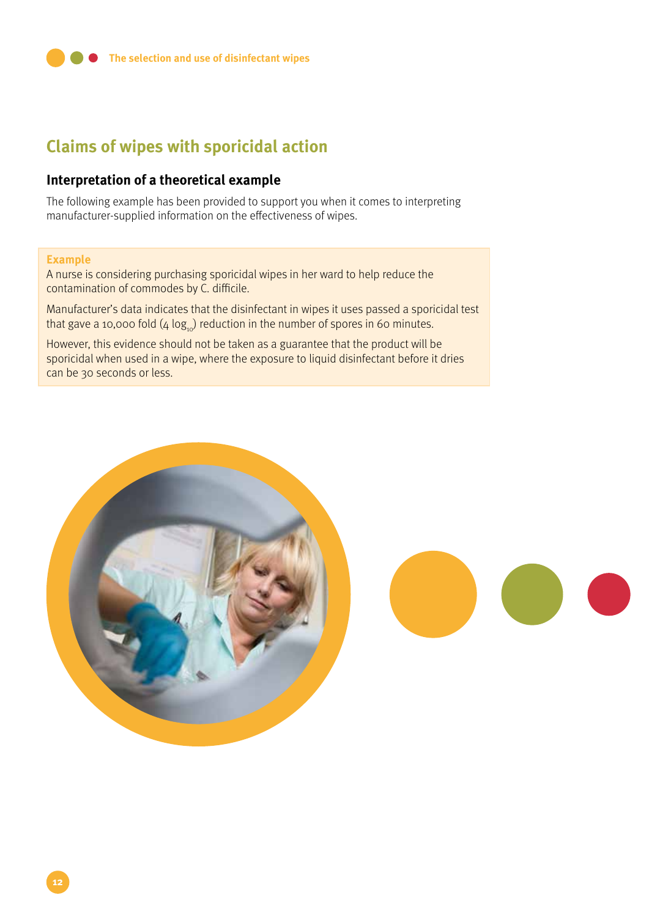## Claims of wipes with sporicidal action

### Interpretation of a theoretical example

The following example has been provided to support you when it comes to interpreting manufacturer-supplied information on the effectiveness of wipes.

**Example**

A nurse is considering purchasing sporicidal wipes in her ward to help reduce the contamination of commodes by C. difficile.

Manufacturer's data indicates that the disinfectant in wipes it uses passed a sporicidal test that gave a 10,000 fold (4 $log_{10}$) reduction in the number of spores in 60 minutes.

However, this evidence should not be taken as a guarantee that the product will be sporicidal when used in a wipe, where the exposure to liquid disinfectant before it dries can be 30 seconds or less.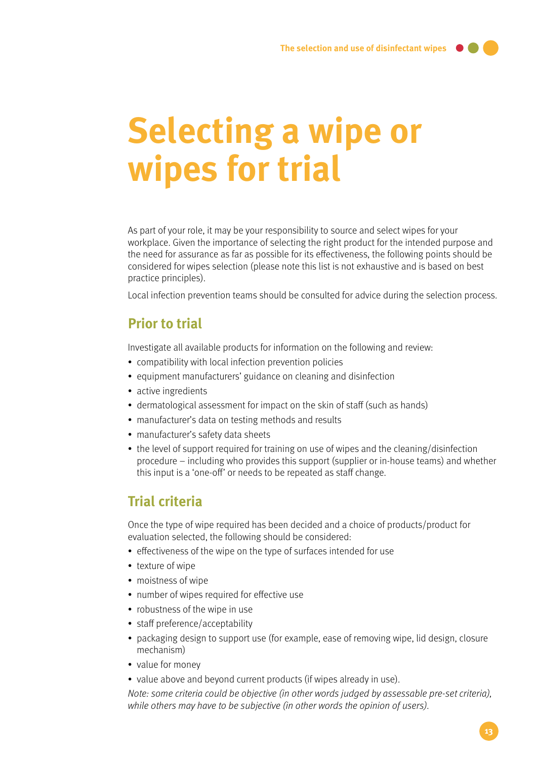# Selecting a wipe or wipes for trial

As part of your role, it may be your responsibility to source and select wipes for your workplace. Given the importance of selecting the right product for the intended purpose and the need for assurance as far as possible for its effectiveness, the following points should be considered for wipes selection (please note this list is not exhaustive and is based on best practice principles).

Local infection prevention teams should be consulted for advice during the selection process.

## Prior to trial

Investigate all available products for information on the following and review:

- compatibility with local infection prevention policies
- equipment manufacturers' guidance on cleaning and disinfection
- active ingredients
- dermatological assessment for impact on the skin of staff (such as hands)
- manufacturer's data on testing methods and results
- manufacturer's safety data sheets
- the level of support required for training on use of wipes and the cleaning/disinfection procedure – including who provides this support (supplier or in-house teams) and whether this input is a 'one-off' or needs to be repeated as staff change.

## Trial criteria

Once the type of wipe required has been decided and a choice of products/product for evaluation selected, the following should be considered:

- effectiveness of the wipe on the type of surfaces intended for use
- texture of wipe
- moistness of wipe
- number of wipes required for effective use
- robustness of the wipe in use
- staff preference/acceptability
- packaging design to support use (for example, ease of removing wipe, lid design, closure mechanism)
- value for money
- value above and beyond current products (if wipes already in use).

*Note: some criteria could be objective (in other words judged by assessable pre-set criteria), while others may have to be subjective (in other words the opinion of users).*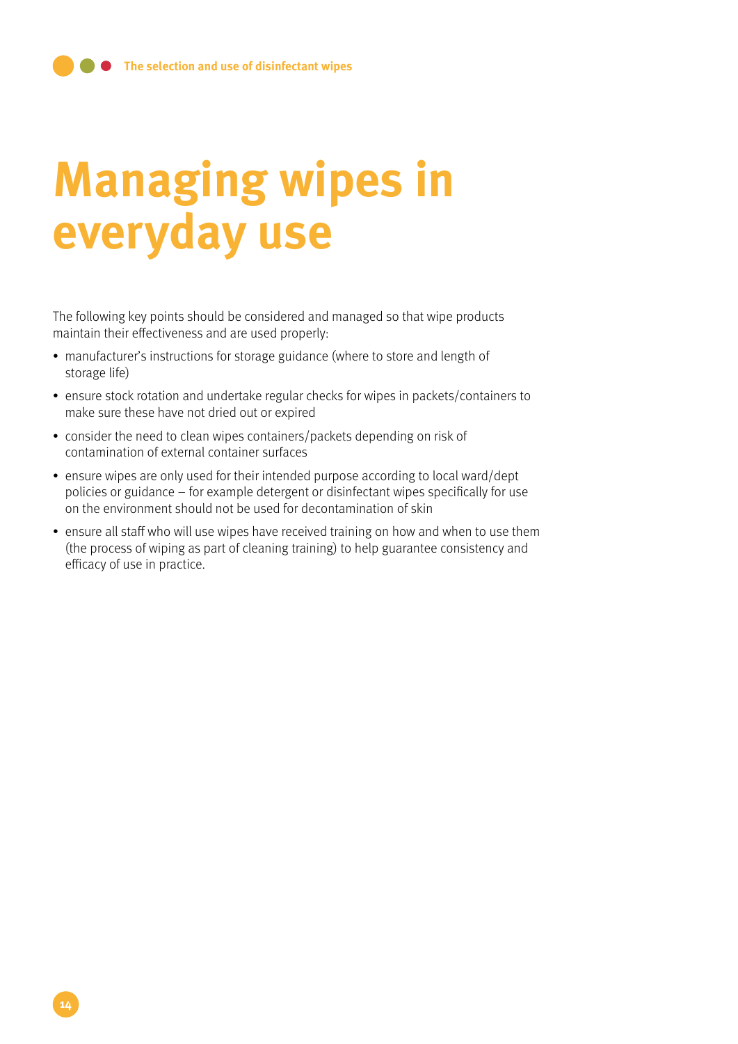# Managing wipes in everyday use

The following key points should be considered and managed so that wipe products maintain their effectiveness and are used properly:

- manufacturer's instructions for storage guidance (where to store and length of storage life)
- ensure stock rotation and undertake regular checks for wipes in packets/containers to make sure these have not dried out or expired
- consider the need to clean wipes containers/packets depending on risk of contamination of external container surfaces
- ensure wipes are only used for their intended purpose according to local ward/dept policies or guidance – for example detergent or disinfectant wipes specifically for use on the environment should not be used for decontamination of skin
- ensure all staff who will use wipes have received training on how and when to use them (the process of wiping as part of cleaning training) to help guarantee consistency and efficacy of use in practice.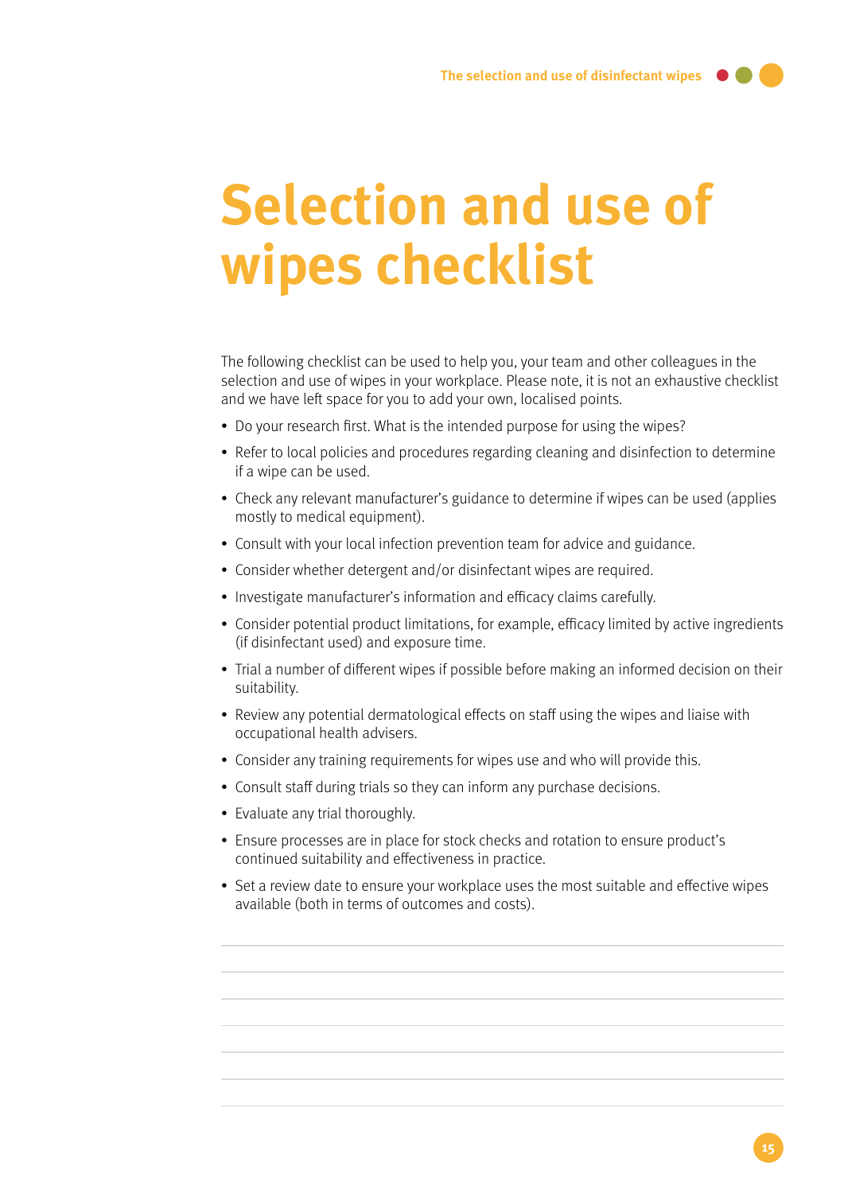# Selection and use of wipes checklist

The following checklist can be used to help you, your team and other colleagues in the selection and use of wipes in your workplace. Please note, it is not an exhaustive checklist and we have left space for you to add your own, localised points.

- Do your research first. What is the intended purpose for using the wipes?
- Refer to local policies and procedures regarding cleaning and disinfection to determine if a wipe can be used.
- Check any relevant manufacturer's guidance to determine if wipes can be used (applies mostly to medical equipment).
- Consult with your local infection prevention team for advice and guidance.
- Consider whether detergent and/or disinfectant wipes are required.
- Investigate manufacturer's information and efficacy claims carefully.
- Consider potential product limitations, for example, efficacy limited by active ingredients (if disinfectant used) and exposure time.
- Trial a number of different wipes if possible before making an informed decision on their suitability.
- Review any potential dermatological effects on staff using the wipes and liaise with occupational health advisers.
- Consider any training requirements for wipes use and who will provide this.
- Consult staff during trials so they can inform any purchase decisions.
- Evaluate any trial thoroughly.
- Ensure processes are in place for stock checks and rotation to ensure product's continued suitability and effectiveness in practice.
- Set a review date to ensure your workplace uses the most suitable and effective wipes available (both in terms of outcomes and costs).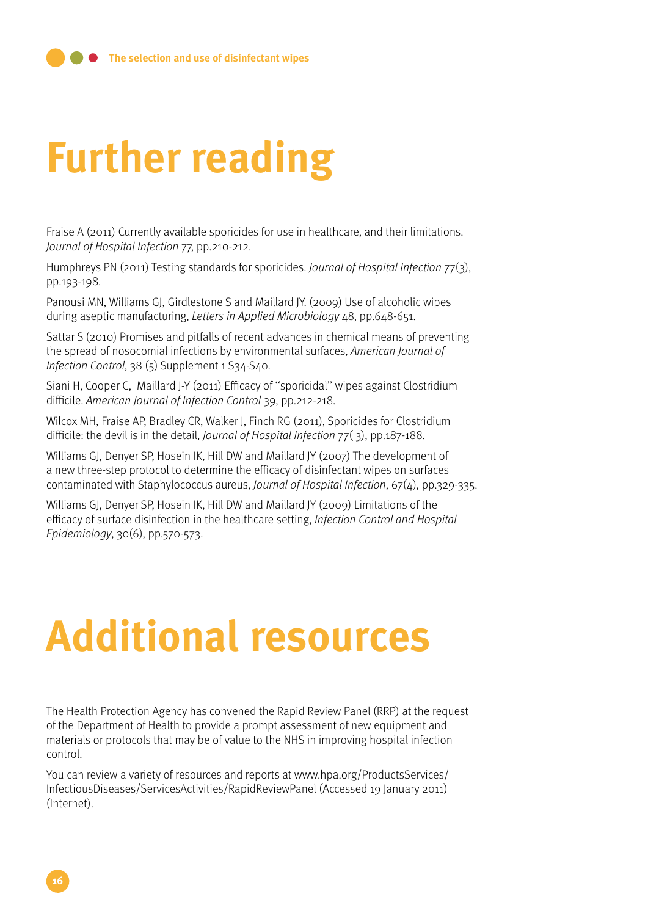# Further reading

Fraise A (2011) Currently available sporicides for use in healthcare, and their limitations. *Journal of Hospital Infection* 77, pp.210-212.

Humphreys PN (2011) Testing standards for sporicides. *Journal of Hospital Infection* 77(3), pp.193-198.

Panousi MN, Williams GJ, Girdlestone S and Maillard JY. (2009) Use of alcoholic wipes during aseptic manufacturing, *Letters in Applied Microbiology* 48, pp.648-651.

Sattar S (2010) Promises and pitfalls of recent advances in chemical means of preventing the spread of nosocomial infections by environmental surfaces, *American Journal of Infection Control*, 38 (5) Supplement 1 S34-S40.

Siani H, Cooper C, Maillard J-Y (2011) Efficacy of "sporicidal" wipes against Clostridium difficile. *American Journal of Infection Control* 39, pp.212-218.

Wilcox MH, Fraise AP, Bradley CR, Walker J, Finch RG (2011), Sporicides for Clostridium difficile: the devil is in the detail, *Journal of Hospital Infection* 77( 3), pp.187-188.

Williams GJ, Denyer SP, Hosein IK, Hill DW and Maillard JY (2007) The development of a new three-step protocol to determine the efficacy of disinfectant wipes on surfaces contaminated with Staphylococcus aureus, *Journal of Hospital Infection*, 67(4), pp.329-335.

Williams GJ, Denyer SP, Hosein IK, Hill DW and Maillard JY (2009) Limitations of the efficacy of surface disinfection in the healthcare setting, *Infection Control and Hospital Epidemiology*, 30(6), pp.570-573.

# Additional resources

The Health Protection Agency has convened the Rapid Review Panel (RRP) at the request of the Department of Health to provide a prompt assessment of new equipment and materials or protocols that may be of value to the NHS in improving hospital infection control.

You can review a variety of resources and reports at www.hpa.org/ProductsServices/InfectiousDiseases/ServicesActivities/RapidReviewPanel (Accessed 19 January 2011) (Internet).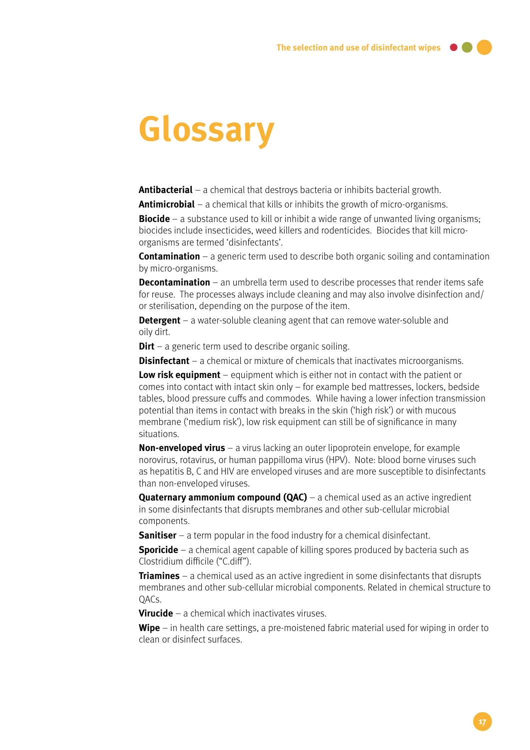# Glossary

**Antibacterial** – a chemical that destroys bacteria or inhibits bacterial growth.

**Antimicrobial** – a chemical that kills or inhibits the growth of micro-organisms.

**Biocide** – a substance used to kill or inhibit a wide range of unwanted living organisms; biocides include insecticides, weed killers and rodenticides. Biocides that kill micro-organisms are termed 'disinfectants'.

**Contamination** – a generic term used to describe both organic soiling and contamination by micro-organisms.

**Decontamination** – an umbrella term used to describe processes that render items safe for reuse. The processes always include cleaning and may also involve disinfection and/or sterilisation, depending on the purpose of the item.

**Detergent** – a water-soluble cleaning agent that can remove water-soluble and oily dirt.

**Dirt** – a generic term used to describe organic soiling.

**Disinfectant** – a chemical or mixture of chemicals that inactivates microorganisms.

**Low risk equipment** – equipment which is either not in contact with the patient or comes into contact with intact skin only – for example bed mattresses, lockers, bedside tables, blood pressure cuffs and commodes. While having a lower infection transmission potential than items in contact with breaks in the skin ('high risk') or with mucous membrane ('medium risk'), low risk equipment can still be of significance in many situations.

**Non-enveloped virus** – a virus lacking an outer lipoprotein envelope, for example norovirus, rotavirus, or human pappilloma virus (HPV). Note: blood borne viruses such as hepatitis B, C and HIV are enveloped viruses and are more susceptible to disinfectants than non-enveloped viruses.

**Quaternary ammonium compound (QAC)** – a chemical used as an active ingredient in some disinfectants that disrupts membranes and other sub-cellular microbial components.

**Sanitiser** – a term popular in the food industry for a chemical disinfectant.

**Sporicide** – a chemical agent capable of killing spores produced by bacteria such as Clostridium difficile ("C.diff").

**Triamines** – a chemical used as an active ingredient in some disinfectants that disrupts membranes and other sub-cellular microbial components. Related in chemical structure to QACs.

**Virucide** – a chemical which inactivates viruses.

**Wipe** – in health care settings, a pre-moistened fabric material used for wiping in order to clean or disinfect surfaces.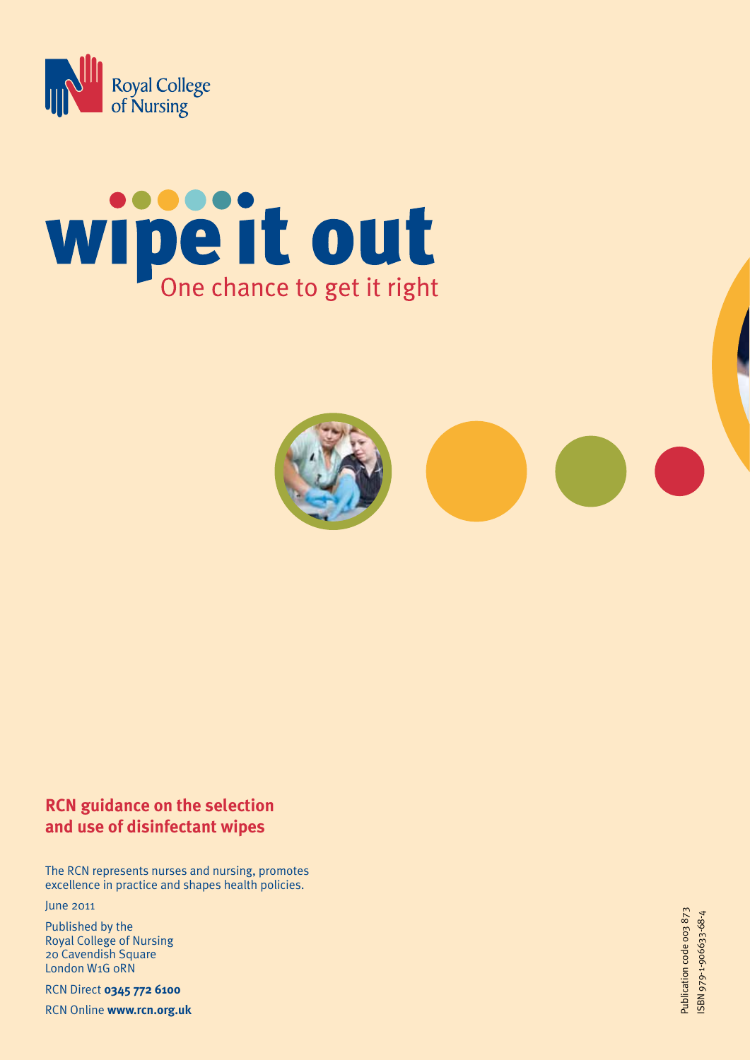# wipe it out

One chance to get it right

**RCN guidance on the selection and use of disinfectant wipes**

The RCN represents nurses and nursing, promotes excellence in practice and shapes health policies.

June 2011

Published by the
Royal College of Nursing
20 Cavendish Square
London W1G 0RN

RCN Direct **0345 772 6100**

RCN Online **www.rcn.org.uk**

Publication code 003 873
ISBN 979-1-906633-68-4